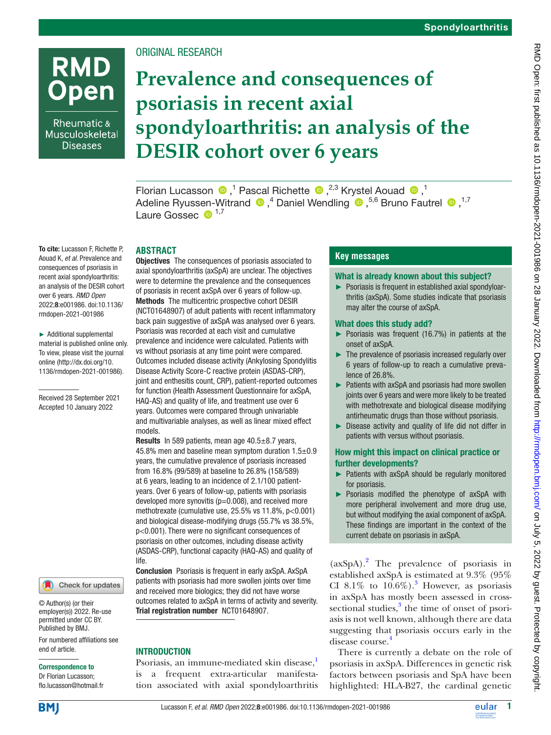ORIGINAL RESEARCH

# Prevalence and consequences of psoriasis in recent axial spondyloarthritis: an analysis of the DESIR cohort over 6 years

Florian Lucasson [1], Pascal Richette [2,3], Krystel Aouad [1], Adeline Ryussen-Witrand [4], Daniel Wendling [5,6], Bruno Fautrel [1,7], Laure Gossec [1,7]

**To cite:** Lucasson F, Richette P, Aouad K, *et al*. Prevalence and consequences of psoriasis in recent axial spondyloarthritis: an analysis of the DESIR cohort over 6 years. *RMD Open* 2022;**8**:e001986. doi:10.1136/rmdopen-2021-001986

► Additional supplemental material is published online only. To view, please visit the journal online (http://dx.doi.org/10.1136/rmdopen-2021-001986).

Received 28 September 2021
Accepted 10 January 2022

© Author(s) (or their employer(s)) 2022. Re-use permitted under CC BY. Published by BMJ.

For numbered affiliations see end of article.

**Correspondence to**
Dr Florian Lucasson; flo.lucasson@hotmail.fr

## ABSTRACT

**Objectives** The consequences of psoriasis associated to axial spondyloarthritis (axSpA) are unclear. The objectives were to determine the prevalence and the consequences of psoriasis in recent axSpA over 6 years of follow-up.

**Methods** The multicentric prospective cohort DESIR (NCT01648907) of adult patients with recent inflammatory back pain suggestive of axSpA was analysed over 6 years. Psoriasis was recorded at each visit and cumulative prevalence and incidence were calculated. Patients with vs without psoriasis at any time point were compared. Outcomes included disease activity (Ankylosing Spondylitis Disease Activity Score-C reactive protein (ASDAS-CRP), joint and enthesitis count, CRP), patient-reported outcomes for function (Health Assessment Questionnaire for axSpA, HAQ-AS) and quality of life, and treatment use over 6 years. Outcomes were compared through univariable and multivariable analyses, as well as linear mixed effect models.

**Results** In 589 patients, mean age 40.5±8.7 years, 45.8% men and baseline mean symptom duration 1.5±0.9 years, the cumulative prevalence of psoriasis increased from 16.8% (99/589) at baseline to 26.8% (158/589) at 6 years, leading to an incidence of 2.1/100 patient-years. Over 6 years of follow-up, patients with psoriasis developed more synovitis (p=0.008), and received more methotrexate (cumulative use, 25.5% vs 11.8%, p<0.001) and biological disease-modifying drugs (55.7% vs 38.5%, p<0.001). There were no significant consequences of psoriasis on other outcomes, including disease activity (ASDAS-CRP), functional capacity (HAQ-AS) and quality of life.

**Conclusion** Psoriasis is frequent in early axSpA. AxSpA patients with psoriasis had more swollen joints over time and received more biologics; they did not have worse outcomes related to axSpA in terms of activity and severity.

**Trial registration number** NCT01648907.

### Key messages

**What is already known about this subject?**

► Psoriasis is frequent in established axial spondyloarthritis (axSpA). Some studies indicate that psoriasis may alter the course of axSpA.

**What does this study add?**

► Psoriasis was frequent (16.7%) in patients at the onset of axSpA.
► The prevalence of psoriasis increased regularly over 6 years of follow-up to reach a cumulative prevalence of 26.8%.
► Patients with axSpA and psoriasis had more swollen joints over 6 years and were more likely to be treated with methotrexate and biological disease modifying antirheumatic drugs than those without psoriasis.
► Disease activity and quality of life did not differ in patients with versus without psoriasis.

**How might this impact on clinical practice or further developments?**

► Patients with axSpA should be regularly monitored for psoriasis.
► Psoriasis modified the phenotype of axSpA with more peripheral involvement and more drug use, but without modifying the axial component of axSpA. These findings are important in the context of the current debate on psoriasis in axSpA.

## INTRODUCTION

Psoriasis, an immune-mediated skin disease,[1] is a frequent extra-articular manifestation associated with axial spondyloarthritis (axSpA).[2] The prevalence of psoriasis in established axSpA is estimated at 9.3% (95% CI 8.1% to 10.6%).[3] However, as psoriasis in axSpA has mostly been assessed in cross-sectional studies,[3] the time of onset of psoriasis is not well known, although there are data suggesting that psoriasis occurs early in the disease course.[4]

There is currently a debate on the role of psoriasis in axSpA. Differences in genetic risk factors between psoriasis and SpA have been highlighted: HLA-B27, the cardinal genetic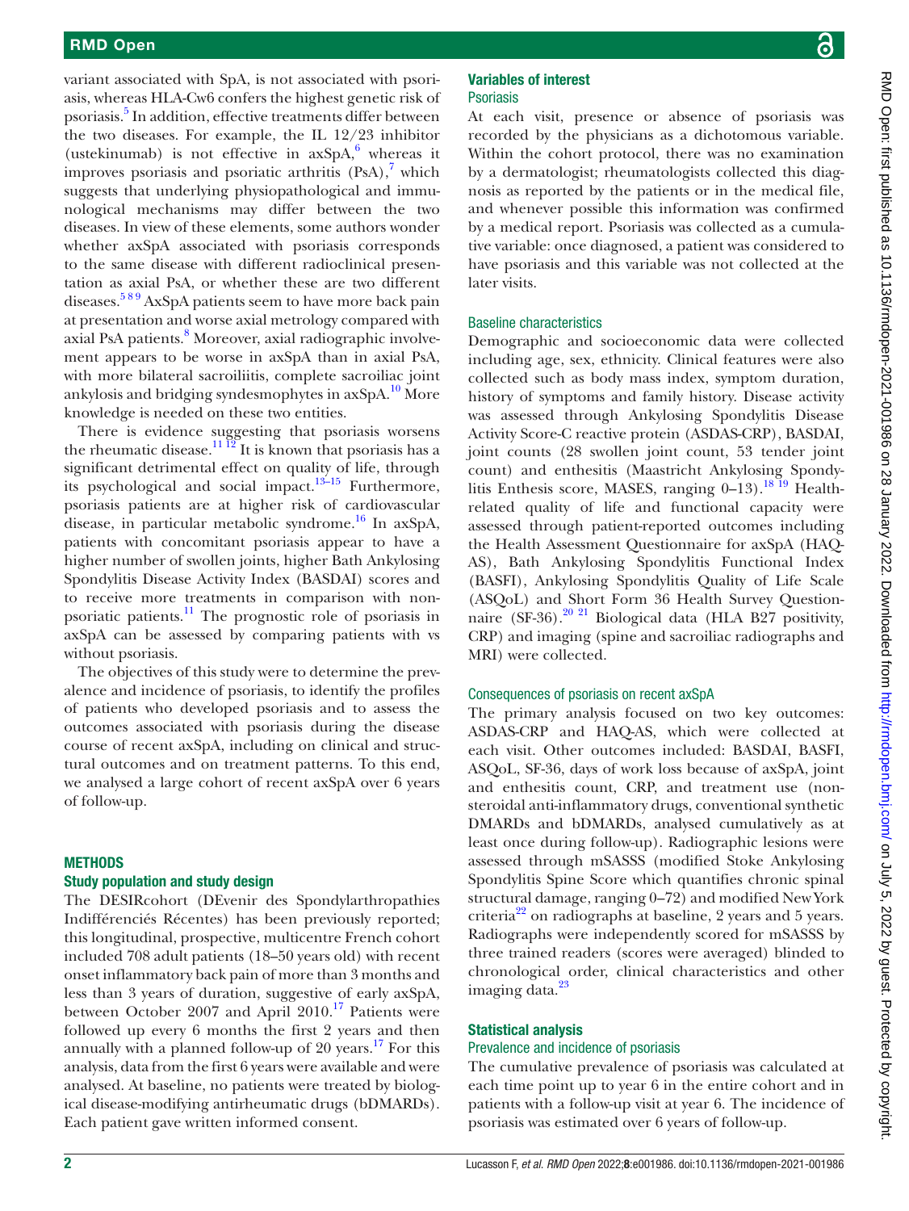variant associated with SpA, is not associated with psoriasis, whereas HLA-Cw6 confers the highest genetic risk of psoriasis.[5] In addition, effective treatments differ between the two diseases. For example, the IL 12/23 inhibitor (ustekinumab) is not effective in axSpA,[6] whereas it improves psoriasis and psoriatic arthritis (PsA),[7] which suggests that underlying physiopathological and immunological mechanisms may differ between the two diseases. In view of these elements, some authors wonder whether axSpA associated with psoriasis corresponds to the same disease with different radioclinical presentation as axial PsA, or whether these are two different diseases.[5 8 9] AxSpA patients seem to have more back pain at presentation and worse axial metrology compared with axial PsA patients.[8] Moreover, axial radiographic involvement appears to be worse in axSpA than in axial PsA, with more bilateral sacroiliitis, complete sacroiliac joint ankylosis and bridging syndesmophytes in axSpA.[10] More knowledge is needed on these two entities.

There is evidence suggesting that psoriasis worsens the rheumatic disease.[11 12] It is known that psoriasis has a significant detrimental effect on quality of life, through its psychological and social impact.[13–15] Furthermore, psoriasis patients are at higher risk of cardiovascular disease, in particular metabolic syndrome.[16] In axSpA, patients with concomitant psoriasis appear to have a higher number of swollen joints, higher Bath Ankylosing Spondylitis Disease Activity Index (BASDAI) scores and to receive more treatments in comparison with non-psoriatic patients.[11] The prognostic role of psoriasis in axSpA can be assessed by comparing patients with vs without psoriasis.

The objectives of this study were to determine the prevalence and incidence of psoriasis, to identify the profiles of patients who developed psoriasis and to assess the outcomes associated with psoriasis during the disease course of recent axSpA, including on clinical and structural outcomes and on treatment patterns. To this end, we analysed a large cohort of recent axSpA over 6 years of follow-up.

## METHODS

### Study population and study design

The DESIRcohort (DEvenir des Spondylarthropathies Indifférenciés Récentes) has been previously reported; this longitudinal, prospective, multicentre French cohort included 708 adult patients (18–50 years old) with recent onset inflammatory back pain of more than 3 months and less than 3 years of duration, suggestive of early axSpA, between October 2007 and April 2010.[17] Patients were followed up every 6 months the first 2 years and then annually with a planned follow-up of 20 years.[17] For this analysis, data from the first 6 years were available and were analysed. At baseline, no patients were treated by biological disease-modifying antirheumatic drugs (bDMARDs). Each patient gave written informed consent.

### Variables of interest

#### Psoriasis

At each visit, presence or absence of psoriasis was recorded by the physicians as a dichotomous variable. Within the cohort protocol, there was no examination by a dermatologist; rheumatologists collected this diagnosis as reported by the patients or in the medical file, and whenever possible this information was confirmed by a medical report. Psoriasis was collected as a cumulative variable: once diagnosed, a patient was considered to have psoriasis and this variable was not collected at the later visits.

#### Baseline characteristics

Demographic and socioeconomic data were collected including age, sex, ethnicity. Clinical features were also collected such as body mass index, symptom duration, history of symptoms and family history. Disease activity was assessed through Ankylosing Spondylitis Disease Activity Score-C reactive protein (ASDAS-CRP), BASDAI, joint counts (28 swollen joint count, 53 tender joint count) and enthesitis (Maastricht Ankylosing Spondylitis Enthesis score, MASES, ranging 0–13).[18 19] Health-related quality of life and functional capacity were assessed through patient-reported outcomes including the Health Assessment Questionnaire for axSpA (HAQ-AS), Bath Ankylosing Spondylitis Functional Index (BASFI), Ankylosing Spondylitis Quality of Life Scale (ASQoL) and Short Form 36 Health Survey Questionnaire (SF-36).[20 21] Biological data (HLA B27 positivity, CRP) and imaging (spine and sacroiliac radiographs and MRI) were collected.

#### Consequences of psoriasis on recent axSpA

The primary analysis focused on two key outcomes: ASDAS-CRP and HAQ-AS, which were collected at each visit. Other outcomes included: BASDAI, BASFI, ASQoL, SF-36, days of work loss because of axSpA, joint and enthesitis count, CRP, and treatment use (non-steroidal anti-inflammatory drugs, conventional synthetic DMARDs and bDMARDs, analysed cumulatively as at least once during follow-up). Radiographic lesions were assessed through mSASSS (modified Stoke Ankylosing Spondylitis Spine Score which quantifies chronic spinal structural damage, ranging 0–72) and modified New York criteria[22] on radiographs at baseline, 2 years and 5 years. Radiographs were independently scored for mSASSS by three trained readers (scores were averaged) blinded to chronological order, clinical characteristics and other imaging data.[23]

### Statistical analysis

#### Prevalence and incidence of psoriasis

The cumulative prevalence of psoriasis was calculated at each time point up to year 6 in the entire cohort and in patients with a follow-up visit at year 6. The incidence of psoriasis was estimated over 6 years of follow-up.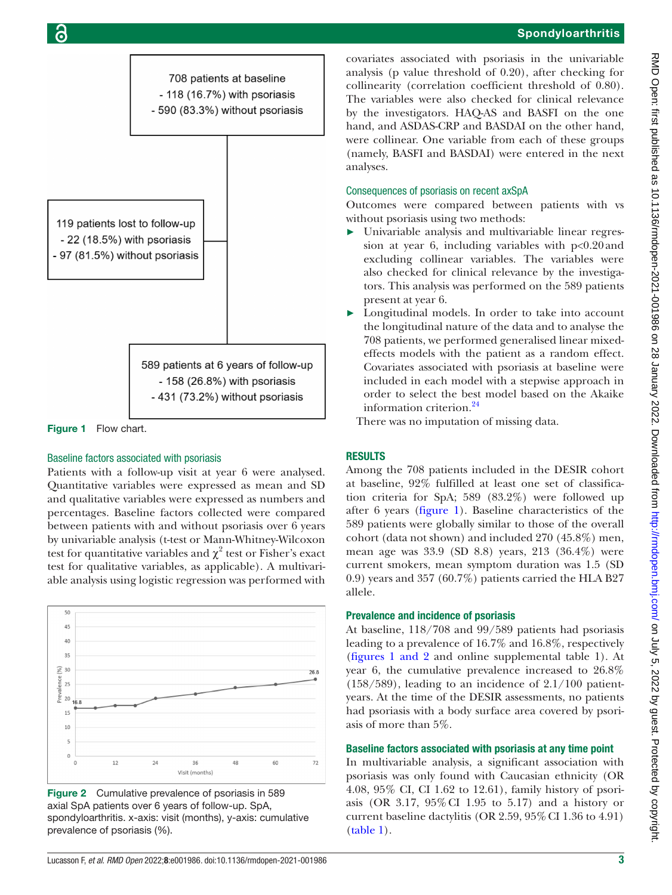Figure 1 Flow chart.

### Baseline factors associated with psoriasis

Patients with a follow-up visit at year 6 were analysed. Quantitative variables were expressed as mean and SD and qualitative variables were expressed as numbers and percentages. Baseline factors collected were compared between patients with and without psoriasis over 6 years by univariable analysis (t-test or Mann-Whitney-Wilcoxon test for quantitative variables and $\chi^2$ test or Fisher's exact test for qualitative variables, as applicable). A multivariable analysis using logistic regression was performed with covariates associated with psoriasis in the univariable analysis (p value threshold of 0.20), after checking for collinearity (correlation coefficient threshold of 0.80). The variables were also checked for clinical relevance by the investigators. HAQ-AS and BASFI on the one hand, and ASDAS-CRP and BASDAI on the other hand, were collinear. One variable from each of these groups (namely, BASFI and BASDAI) were entered in the next analyses.

Figure 2 Cumulative prevalence of psoriasis in 589 axial SpA patients over 6 years of follow-up. SpA, spondyloarthritis. x-axis: visit (months), y-axis: cumulative prevalence of psoriasis (%).

### Consequences of psoriasis on recent axSpA

Outcomes were compared between patients with vs without psoriasis using two methods:

- Univariable analysis and multivariable linear regression at year 6, including variables with p<0.20 and excluding collinear variables. The variables were also checked for clinical relevance by the investigators. This analysis was performed on the 589 patients present at year 6.
- Longitudinal models. In order to take into account the longitudinal nature of the data and to analyse the 708 patients, we performed generalised linear mixed-effects models with the patient as a random effect. Covariates associated with psoriasis at baseline were included in each model with a stepwise approach in order to select the best model based on the Akaike information criterion.[24]

There was no imputation of missing data.

## RESULTS

Among the 708 patients included in the DESIR cohort at baseline, 92% fulfilled at least one set of classification criteria for SpA; 589 (83.2%) were followed up after 6 years (figure 1). Baseline characteristics of the 589 patients were globally similar to those of the overall cohort (data not shown) and included 270 (45.8%) men, mean age was 33.9 (SD 8.8) years, 213 (36.4%) were current smokers, mean symptom duration was 1.5 (SD 0.9) years and 357 (60.7%) patients carried the HLA B27 allele.

### Prevalence and incidence of psoriasis

At baseline, 118/708 and 99/589 patients had psoriasis leading to a prevalence of 16.7% and 16.8%, respectively (figures 1 and 2 and online supplemental table 1). At year 6, the cumulative prevalence increased to 26.8% (158/589), leading to an incidence of 2.1/100 patient-years. At the time of the DESIR assessments, no patients had psoriasis with a body surface area covered by psoriasis of more than 5%.

### Baseline factors associated with psoriasis at any time point

In multivariable analysis, a significant association with psoriasis was only found with Caucasian ethnicity (OR 4.08, 95% CI, CI 1.62 to 12.61), family history of psoriasis (OR 3.17, 95% CI 1.95 to 5.17) and a history or current baseline dactylitis (OR 2.59, 95% CI 1.36 to 4.91) (table 1).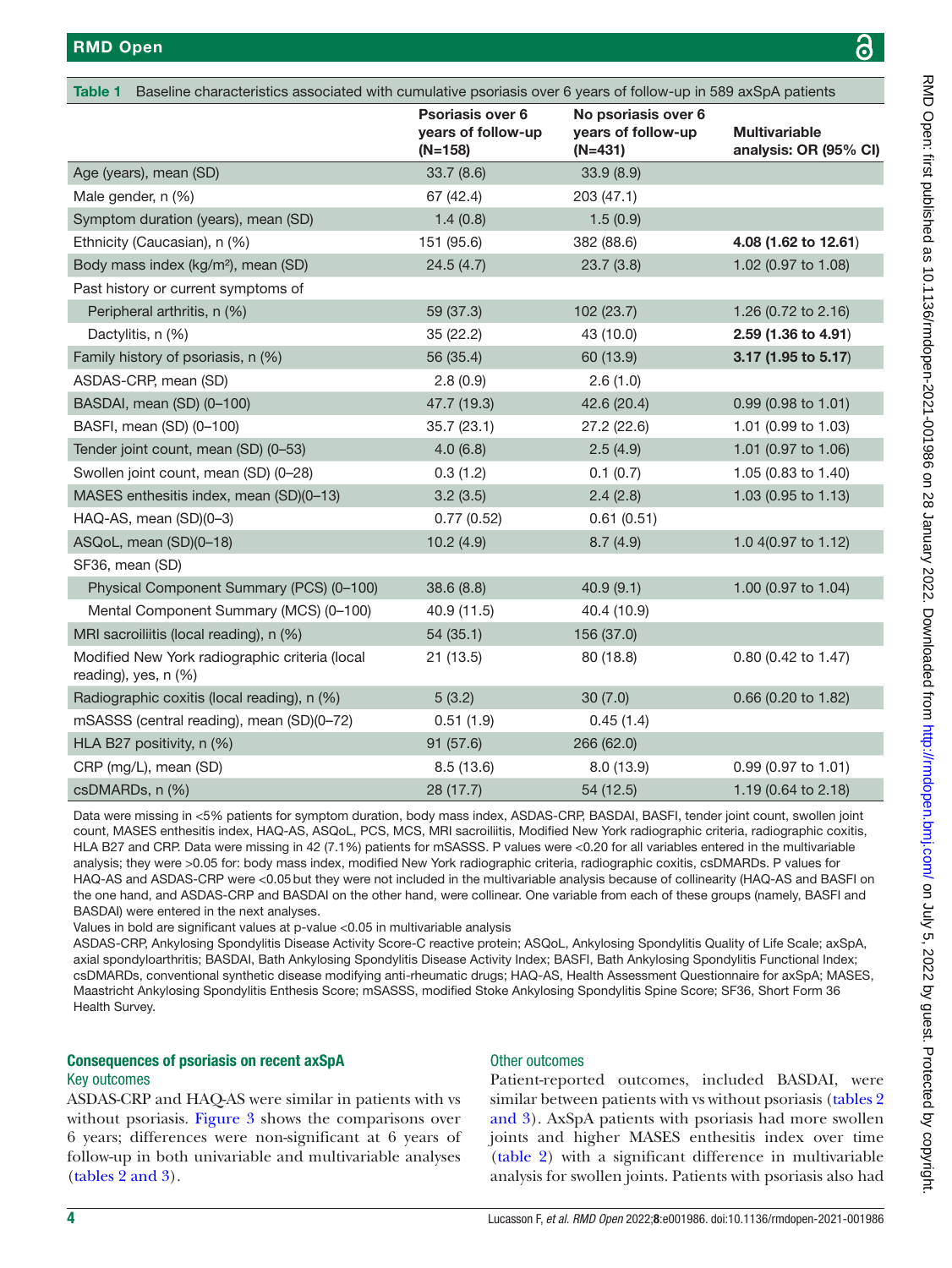**Table 1** Baseline characteristics associated with cumulative psoriasis over 6 years of follow-up in 589 axSpA patients

| | Psoriasis over 6 years of follow-up (N=158) | No psoriasis over 6 years of follow-up (N=431) | Multivariable analysis: OR (95% CI) |
|---|---|---|---|
| Age (years), mean (SD) | 33.7 (8.6) | 33.9 (8.9) | |
| Male gender, n (%) | 67 (42.4) | 203 (47.1) | |
| Symptom duration (years), mean (SD) | 1.4 (0.8) | 1.5 (0.9) | |
| Ethnicity (Caucasian), n (%) | 151 (95.6) | 382 (88.6) | **4.08 (1.62 to 12.61)** |
| Body mass index (kg/m²), mean (SD) | 24.5 (4.7) | 23.7 (3.8) | 1.02 (0.97 to 1.08) |
| Past history or current symptoms of | | | |
| Peripheral arthritis, n (%) | 59 (37.3) | 102 (23.7) | 1.26 (0.72 to 2.16) |
| Dactylitis, n (%) | 35 (22.2) | 43 (10.0) | **2.59 (1.36 to 4.91)** |
| Family history of psoriasis, n (%) | 56 (35.4) | 60 (13.9) | **3.17 (1.95 to 5.17)** |
| ASDAS-CRP, mean (SD) | 2.8 (0.9) | 2.6 (1.0) | |
| BASDAI, mean (SD) (0–100) | 47.7 (19.3) | 42.6 (20.4) | 0.99 (0.98 to 1.01) |
| BASFI, mean (SD) (0–100) | 35.7 (23.1) | 27.2 (22.6) | 1.01 (0.99 to 1.03) |
| Tender joint count, mean (SD) (0–53) | 4.0 (6.8) | 2.5 (4.9) | 1.01 (0.97 to 1.06) |
| Swollen joint count, mean (SD) (0–28) | 0.3 (1.2) | 0.1 (0.7) | 1.05 (0.83 to 1.40) |
| MASES enthesitis index, mean (SD)(0–13) | 3.2 (3.5) | 2.4 (2.8) | 1.03 (0.95 to 1.13) |
| HAQ-AS, mean (SD)(0–3) | 0.77 (0.52) | 0.61 (0.51) | |
| ASQoL, mean (SD)(0–18) | 10.2 (4.9) | 8.7 (4.9) | 1.0 4(0.97 to 1.12) |
| SF36, mean (SD) | | | |
| Physical Component Summary (PCS) (0–100) | 38.6 (8.8) | 40.9 (9.1) | 1.00 (0.97 to 1.04) |
| Mental Component Summary (MCS) (0–100) | 40.9 (11.5) | 40.4 (10.9) | |
| MRI sacroiliitis (local reading), n (%) | 54 (35.1) | 156 (37.0) | |
| Modified New York radiographic criteria (local reading), yes, n (%) | 21 (13.5) | 80 (18.8) | 0.80 (0.42 to 1.47) |
| Radiographic coxitis (local reading), n (%) | 5 (3.2) | 30 (7.0) | 0.66 (0.20 to 1.82) |
| mSASSS (central reading), mean (SD)(0–72) | 0.51 (1.9) | 0.45 (1.4) | |
| HLA B27 positivity, n (%) | 91 (57.6) | 266 (62.0) | |
| CRP (mg/L), mean (SD) | 8.5 (13.6) | 8.0 (13.9) | 0.99 (0.97 to 1.01) |
| csDMARDs, n (%) | 28 (17.7) | 54 (12.5) | 1.19 (0.64 to 2.18) |

Data were missing in <5% patients for symptom duration, body mass index, ASDAS-CRP, BASDAI, BASFI, tender joint count, swollen joint count, MASES enthesitis index, HAQ-AS, ASQoL, PCS, MCS, MRI sacroiliitis, Modified New York radiographic criteria, radiographic coxitis, HLA B27 and CRP. Data were missing in 42 (7.1%) patients for mSASSS. P values were <0.20 for all variables entered in the multivariable analysis; they were >0.05 for: body mass index, modified New York radiographic criteria, radiographic coxitis, csDMARDs. P values for HAQ-AS and ASDAS-CRP were <0.05 but they were not included in the multivariable analysis because of collinearity (HAQ-AS and BASFI on the one hand, and ASDAS-CRP and BASDAI on the other hand, were collinear. One variable from each of these groups (namely, BASFI and BASDAI) were entered in the next analyses.

Values in bold are significant values at p-value <0.05 in multivariable analysis

ASDAS-CRP, Ankylosing Spondylitis Disease Activity Score-C reactive protein; ASQoL, Ankylosing Spondylitis Quality of Life Scale; axSpA, axial spondyloarthritis; BASDAI, Bath Ankylosing Spondylitis Disease Activity Index; BASFI, Bath Ankylosing Spondylitis Functional Index; csDMARDs, conventional synthetic disease modifying anti-rheumatic drugs; HAQ-AS, Health Assessment Questionnaire for axSpA; MASES, Maastricht Ankylosing Spondylitis Enthesis Score; mSASSS, modified Stoke Ankylosing Spondylitis Spine Score; SF36, Short Form 36 Health Survey.

## Consequences of psoriasis on recent axSpA

### Key outcomes

ASDAS-CRP and HAQ-AS were similar in patients with vs without psoriasis. Figure 3 shows the comparisons over 6 years; differences were non-significant at 6 years of follow-up in both univariable and multivariable analyses (tables 2 and 3).

### Other outcomes

Patient-reported outcomes, included BASDAI, were similar between patients with vs without psoriasis (tables 2 and 3). AxSpA patients with psoriasis had more swollen joints and higher MASES enthesitis index over time (table 2) with a significant difference in multivariable analysis for swollen joints. Patients with psoriasis also had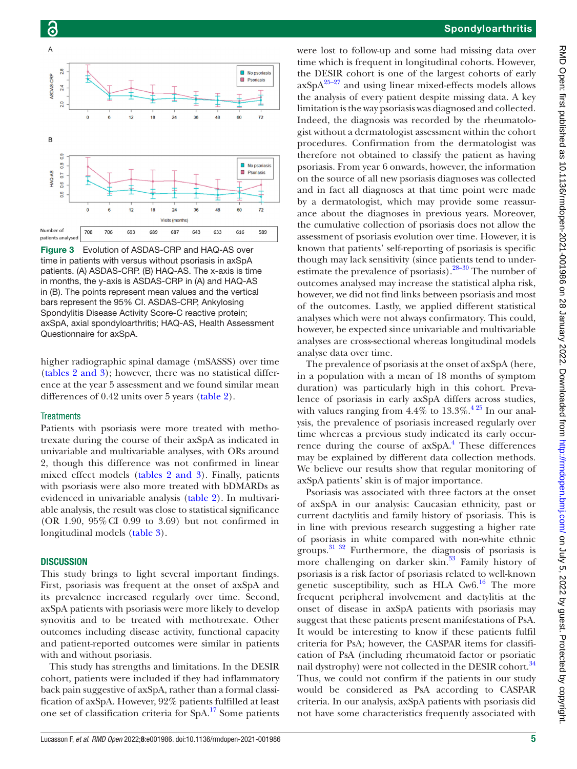Figure 3 Evolution of ASDAS-CRP and HAQ-AS over time in patients with versus without psoriasis in axSpA patients. (A) ASDAS-CRP. (B) HAQ-AS. The x-axis is time in months, the y-axis is ASDAS-CRP in (A) and HAQ-AS in (B). The points represent mean values and the vertical bars represent the 95% CI. ASDAS-CRP, Ankylosing Spondylitis Disease Activity Score-C reactive protein; axSpA, axial spondyloarthritis; HAQ-AS, Health Assessment Questionnaire for axSpA.

higher radiographic spinal damage (mSASSS) over time (tables 2 and 3); however, there was no statistical difference at the year 5 assessment and we found similar mean differences of 0.42 units over 5 years (table 2).

### Treatments

Patients with psoriasis were more treated with methotrexate during the course of their axSpA as indicated in univariable and multivariable analyses, with ORs around 2, though this difference was not confirmed in linear mixed effect models (tables 2 and 3). Finally, patients with psoriasis were also more treated with bDMARDs as evidenced in univariable analysis (table 2). In multivariable analysis, the result was close to statistical significance (OR 1.90, 95% CI 0.99 to 3.69) but not confirmed in longitudinal models (table 3).

## DISCUSSION

This study brings to light several important findings. First, psoriasis was frequent at the onset of axSpA and its prevalence increased regularly over time. Second, axSpA patients with psoriasis were more likely to develop synovitis and to be treated with methotrexate. Other outcomes including disease activity, functional capacity and patient-reported outcomes were similar in patients with and without psoriasis.

This study has strengths and limitations. In the DESIR cohort, patients were included if they had inflammatory back pain suggestive of axSpA, rather than a formal classification of axSpA. However, 92% patients fulfilled at least one set of classification criteria for SpA.[17] Some patients were lost to follow-up and some had missing data over time which is frequent in longitudinal cohorts. However, the DESIR cohort is one of the largest cohorts of early axSpA[25–27] and using linear mixed-effects models allows the analysis of every patient despite missing data. A key limitation is the way psoriasis was diagnosed and collected. Indeed, the diagnosis was recorded by the rheumatologist without a dermatologist assessment within the cohort procedures. Confirmation from the dermatologist was therefore not obtained to classify the patient as having psoriasis. From year 6 onwards, however, the information on the source of all new psoriasis diagnoses was collected and in fact all diagnoses at that time point were made by a dermatologist, which may provide some reassurance about the diagnoses in previous years. Moreover, the cumulative collection of psoriasis does not allow the assessment of psoriasis evolution over time. However, it is known that patients' self-reporting of psoriasis is specific though may lack sensitivity (since patients tend to underestimate the prevalence of psoriasis).[28–30] The number of outcomes analysed may increase the statistical alpha risk, however, we did not find links between psoriasis and most of the outcomes. Lastly, we applied different statistical analyses which were not always confirmatory. This could, however, be expected since univariable and multivariable analyses are cross-sectional whereas longitudinal models analyse data over time.

The prevalence of psoriasis at the onset of axSpA (here, in a population with a mean of 18 months of symptom duration) was particularly high in this cohort. Prevalence of psoriasis in early axSpA differs across studies, with values ranging from 4.4% to 13.3%.[4 25] In our analysis, the prevalence of psoriasis increased regularly over time whereas a previous study indicated its early occurrence during the course of axSpA.[4] These differences may be explained by different data collection methods. We believe our results show that regular monitoring of axSpA patients' skin is of major importance.

Psoriasis was associated with three factors at the onset of axSpA in our analysis: Caucasian ethnicity, past or current dactylitis and family history of psoriasis. This is in line with previous research suggesting a higher rate of psoriasis in white compared with non-white ethnic groups.[31 32] Furthermore, the diagnosis of psoriasis is more challenging on darker skin.[33] Family history of psoriasis is a risk factor of psoriasis related to well-known genetic susceptibility, such as HLA Cw6.[16] The more frequent peripheral involvement and dactylitis at the onset of disease in axSpA patients with psoriasis may suggest that these patients present manifestations of PsA. It would be interesting to know if these patients fulfil criteria for PsA; however, the CASPAR items for classification of PsA (including rheumatoid factor or psoriatic nail dystrophy) were not collected in the DESIR cohort.[34] Thus, we could not confirm if the patients in our study would be considered as PsA according to CASPAR criteria. In our analysis, axSpA patients with psoriasis did not have some characteristics frequently associated with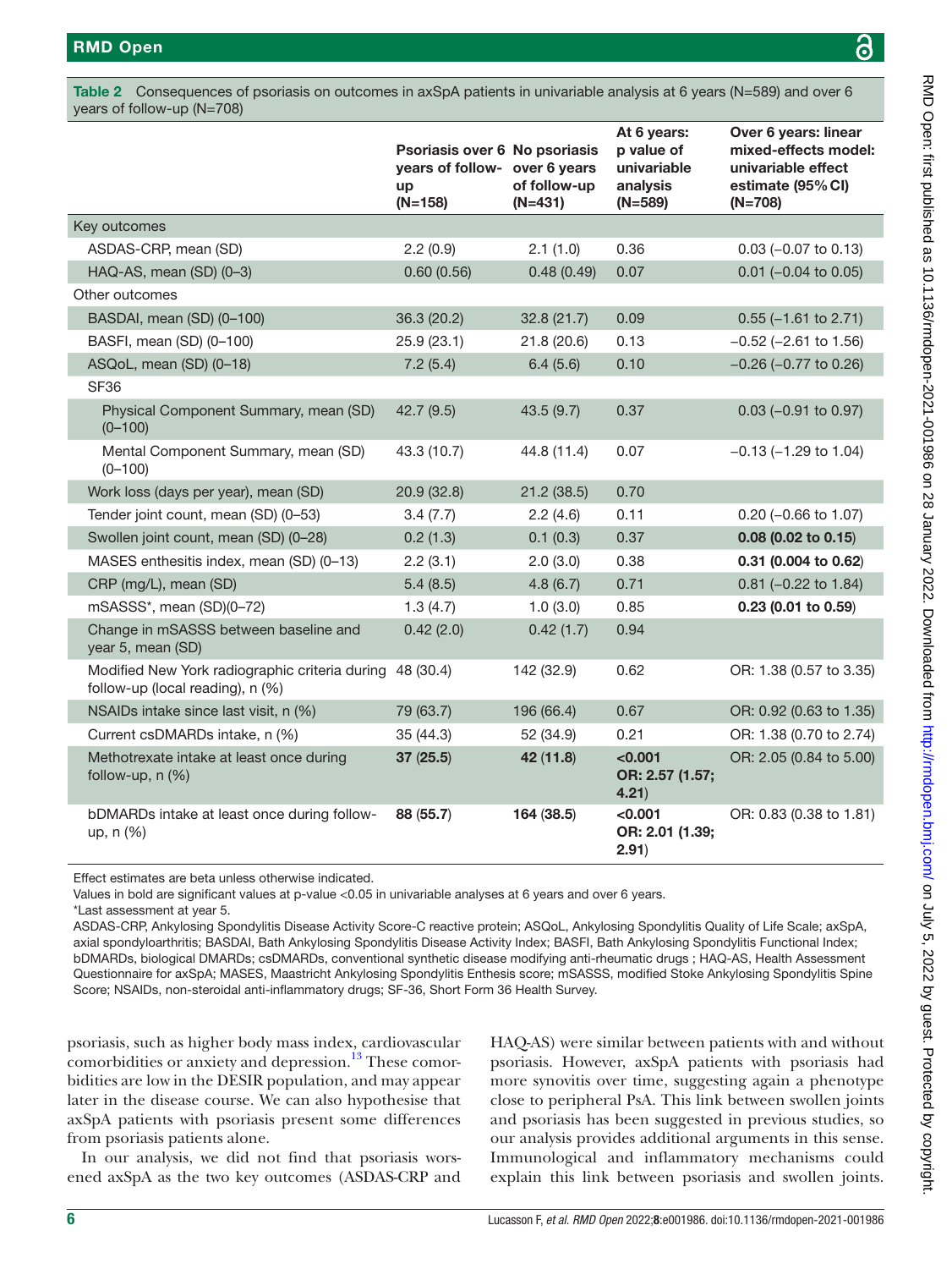**Table 2** Consequences of psoriasis on outcomes in axSpA patients in univariable analysis at 6 years (N=589) and over 6 years of follow-up (N=708)

| | Psoriasis over 6 years of follow-up (N=158) | No psoriasis over 6 years of follow-up (N=431) | At 6 years: p value of univariable analysis (N=589) | Over 6 years: linear mixed-effects model: univariable effect estimate (95% CI) (N=708) |
|---|---|---|---|---|
| Key outcomes | | | | |
| ASDAS-CRP, mean (SD) | 2.2 (0.9) | 2.1 (1.0) | 0.36 | 0.03 (–0.07 to 0.13) |
| HAQ-AS, mean (SD) (0–3) | 0.60 (0.56) | 0.48 (0.49) | 0.07 | 0.01 (–0.04 to 0.05) |
| Other outcomes | | | | |
| BASDAI, mean (SD) (0–100) | 36.3 (20.2) | 32.8 (21.7) | 0.09 | 0.55 (–1.61 to 2.71) |
| BASFI, mean (SD) (0–100) | 25.9 (23.1) | 21.8 (20.6) | 0.13 | –0.52 (–2.61 to 1.56) |
| ASQoL, mean (SD) (0–18) | 7.2 (5.4) | 6.4 (5.6) | 0.10 | –0.26 (–0.77 to 0.26) |
| SF36 | | | | |
| Physical Component Summary, mean (SD) (0–100) | 42.7 (9.5) | 43.5 (9.7) | 0.37 | 0.03 (–0.91 to 0.97) |
| Mental Component Summary, mean (SD) (0–100) | 43.3 (10.7) | 44.8 (11.4) | 0.07 | –0.13 (–1.29 to 1.04) |
| Work loss (days per year), mean (SD) | 20.9 (32.8) | 21.2 (38.5) | 0.70 | |
| Tender joint count, mean (SD) (0–53) | 3.4 (7.7) | 2.2 (4.6) | 0.11 | 0.20 (–0.66 to 1.07) |
| Swollen joint count, mean (SD) (0–28) | 0.2 (1.3) | 0.1 (0.3) | 0.37 | **0.08 (0.02 to 0.15)** |
| MASES enthesitis index, mean (SD) (0–13) | 2.2 (3.1) | 2.0 (3.0) | 0.38 | **0.31 (0.004 to 0.62)** |
| CRP (mg/L), mean (SD) | 5.4 (8.5) | 4.8 (6.7) | 0.71 | 0.81 (–0.22 to 1.84) |
| mSASSS*, mean (SD)(0–72) | 1.3 (4.7) | 1.0 (3.0) | 0.85 | **0.23 (0.01 to 0.59)** |
| Change in mSASSS between baseline and year 5, mean (SD) | 0.42 (2.0) | 0.42 (1.7) | 0.94 | |
| Modified New York radiographic criteria during follow-up (local reading), n (%) | 48 (30.4) | 142 (32.9) | 0.62 | OR: 1.38 (0.57 to 3.35) |
| NSAIDs intake since last visit, n (%) | 79 (63.7) | 196 (66.4) | 0.67 | OR: 0.92 (0.63 to 1.35) |
| Current csDMARDs intake, n (%) | 35 (44.3) | 52 (34.9) | 0.21 | OR: 1.38 (0.70 to 2.74) |
| Methotrexate intake at least once during follow-up, n (%) | **37 (25.5)** | **42 (11.8)** | **<0.001 OR: 2.57 (1.57; 4.21)** | OR: 2.05 (0.84 to 5.00) |
| bDMARDs intake at least once during follow-up, n (%) | **88 (55.7)** | **164 (38.5)** | **<0.001 OR: 2.01 (1.39; 2.91)** | OR: 0.83 (0.38 to 1.81) |

Effect estimates are beta unless otherwise indicated.

Values in bold are significant values at p-value <0.05 in univariable analyses at 6 years and over 6 years.

*Last assessment at year 5.

ASDAS-CRP, Ankylosing Spondylitis Disease Activity Score-C reactive protein; ASQoL, Ankylosing Spondylitis Quality of Life Scale; axSpA, axial spondyloarthritis; BASDAI, Bath Ankylosing Spondylitis Disease Activity Index; BASFI, Bath Ankylosing Spondylitis Functional Index; bDMARDs, biological DMARDs; csDMARDs, conventional synthetic disease modifying anti-rheumatic drugs ; HAQ-AS, Health Assessment Questionnaire for axSpA; MASES, Maastricht Ankylosing Spondylitis Enthesis score; mSASSS, modified Stoke Ankylosing Spondylitis Spine Score; NSAIDs, non-steroidal anti-inflammatory drugs; SF-36, Short Form 36 Health Survey.

psoriasis, such as higher body mass index, cardiovascular comorbidities or anxiety and depression.[13] These comorbidities are low in the DESIR population, and may appear later in the disease course. We can also hypothesise that axSpA patients with psoriasis present some differences from psoriasis patients alone.

In our analysis, we did not find that psoriasis worsened axSpA as the two key outcomes (ASDAS-CRP and HAQ-AS) were similar between patients with and without psoriasis. However, axSpA patients with psoriasis had more synovitis over time, suggesting again a phenotype close to peripheral PsA. This link between swollen joints and psoriasis has been suggested in previous studies, so our analysis provides additional arguments in this sense. Immunological and inflammatory mechanisms could explain this link between psoriasis and swollen joints.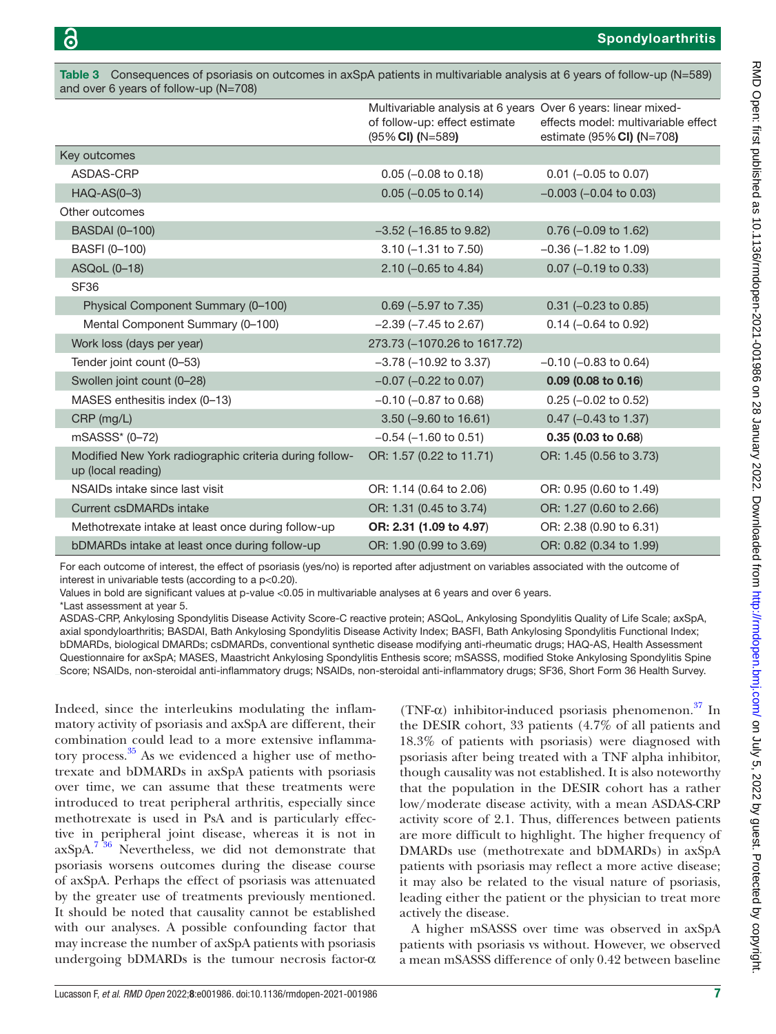**Table 3** Consequences of psoriasis on outcomes in axSpA patients in multivariable analysis at 6 years of follow-up (N=589) and over 6 years of follow-up (N=708)

| | Multivariable analysis at 6 years of follow-up: effect estimate (95% **CI) (**N=589**)** | Over 6 years: linear mixed-effects model: multivariable effect estimate (95% **CI) (**N=708**)** |
|---|---|---|
| Key outcomes | | |
| ASDAS-CRP | 0.05 (−0.08 to 0.18) | 0.01 (−0.05 to 0.07) |
| HAQ-AS(0–3) | 0.05 (−0.05 to 0.14) | −0.003 (−0.04 to 0.03) |
| Other outcomes | | |
| BASDAI (0–100) | −3.52 (−16.85 to 9.82) | 0.76 (−0.09 to 1.62) |
| BASFI (0–100) | 3.10 (−1.31 to 7.50) | −0.36 (−1.82 to 1.09) |
| ASQoL (0–18) | 2.10 (−0.65 to 4.84) | 0.07 (−0.19 to 0.33) |
| SF36 | | |
| Physical Component Summary (0–100) | 0.69 (−5.97 to 7.35) | 0.31 (−0.23 to 0.85) |
| Mental Component Summary (0–100) | −2.39 (−7.45 to 2.67) | 0.14 (−0.64 to 0.92) |
| Work loss (days per year) | 273.73 (−1070.26 to 1617.72) | |
| Tender joint count (0–53) | −3.78 (−10.92 to 3.37) | −0.10 (−0.83 to 0.64) |
| Swollen joint count (0–28) | −0.07 (−0.22 to 0.07) | **0.09 (0.08 to 0.16**) |
| MASES enthesitis index (0–13) | −0.10 (−0.87 to 0.68) | 0.25 (−0.02 to 0.52) |
| CRP (mg/L) | 3.50 (−9.60 to 16.61) | 0.47 (−0.43 to 1.37) |
| mSASSS* (0–72) | −0.54 (−1.60 to 0.51) | **0.35 (0.03 to 0.68**) |
| Modified New York radiographic criteria during follow-up (local reading) | OR: 1.57 (0.22 to 11.71) | OR: 1.45 (0.56 to 3.73) |
| NSAIDs intake since last visit | OR: 1.14 (0.64 to 2.06) | OR: 0.95 (0.60 to 1.49) |
| Current csDMARDs intake | OR: 1.31 (0.45 to 3.74) | OR: 1.27 (0.60 to 2.66) |
| Methotrexate intake at least once during follow-up | **OR: 2.31 (1.09 to 4.97**) | OR: 2.38 (0.90 to 6.31) |
| bDMARDs intake at least once during follow-up | OR: 1.90 (0.99 to 3.69) | OR: 0.82 (0.34 to 1.99) |

For each outcome of interest, the effect of psoriasis (yes/no) is reported after adjustment on variables associated with the outcome of interest in univariable tests (according to a p<0.20).

Values in bold are significant values at p-value <0.05 in multivariable analyses at 6 years and over 6 years.

*Last assessment at year 5.

ASDAS-CRP, Ankylosing Spondylitis Disease Activity Score-C reactive protein; ASQoL, Ankylosing Spondylitis Quality of Life Scale; axSpA, axial spondyloarthritis; BASDAI, Bath Ankylosing Spondylitis Disease Activity Index; BASFI, Bath Ankylosing Spondylitis Functional Index; bDMARDs, biological DMARDs; csDMARDs, conventional synthetic disease modifying anti-rheumatic drugs; HAQ-AS, Health Assessment Questionnaire for axSpA; MASES, Maastricht Ankylosing Spondylitis Enthesis score; mSASSS, modified Stoke Ankylosing Spondylitis Spine Score; NSAIDs, non-steroidal anti-inflammatory drugs; NSAIDs, non-steroidal anti-inflammatory drugs; SF36, Short Form 36 Health Survey.

Indeed, since the interleukins modulating the inflammatory activity of psoriasis and axSpA are different, their combination could lead to a more extensive inflammatory process.[35] As we evidenced a higher use of methotrexate and bDMARDs in axSpA patients with psoriasis over time, we can assume that these treatments were introduced to treat peripheral arthritis, especially since methotrexate is used in PsA and is particularly effective in peripheral joint disease, whereas it is not in axSpA.[7 36] Nevertheless, we did not demonstrate that psoriasis worsens outcomes during the disease course of axSpA. Perhaps the effect of psoriasis was attenuated by the greater use of treatments previously mentioned. It should be noted that causality cannot be established with our analyses. A possible confounding factor that may increase the number of axSpA patients with psoriasis undergoing bDMARDs is the tumour necrosis factor-α (TNF-α) inhibitor-induced psoriasis phenomenon.[37] In the DESIR cohort, 33 patients (4.7% of all patients and 18.3% of patients with psoriasis) were diagnosed with psoriasis after being treated with a TNF alpha inhibitor, though causality was not established. It is also noteworthy that the population in the DESIR cohort has a rather low/moderate disease activity, with a mean ASDAS-CRP activity score of 2.1. Thus, differences between patients are more difficult to highlight. The higher frequency of DMARDs use (methotrexate and bDMARDs) in axSpA patients with psoriasis may reflect a more active disease; it may also be related to the visual nature of psoriasis, leading either the patient or the physician to treat more actively the disease.

A higher mSASSS over time was observed in axSpA patients with psoriasis vs without. However, we observed a mean mSASSS difference of only 0.42 between baseline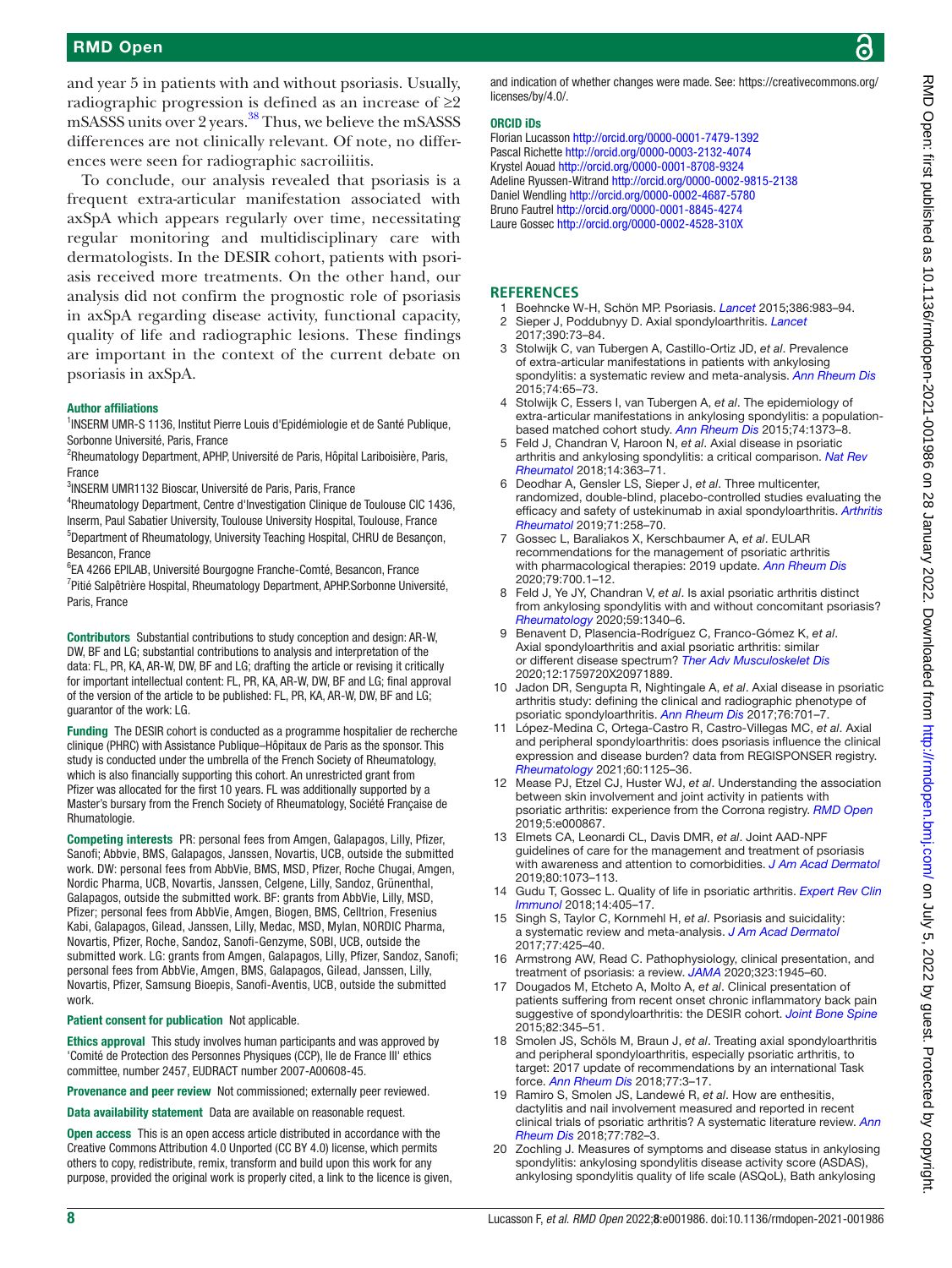and year 5 in patients with and without psoriasis. Usually, radiographic progression is defined as an increase of ≥2 mSASSS units over 2 years.[38] Thus, we believe the mSASSS differences are not clinically relevant. Of note, no differences were seen for radiographic sacroiliitis.

To conclude, our analysis revealed that psoriasis is a frequent extra-articular manifestation associated with axSpA which appears regularly over time, necessitating regular monitoring and multidisciplinary care with dermatologists. In the DESIR cohort, patients with psoriasis received more treatments. On the other hand, our analysis did not confirm the prognostic role of psoriasis in axSpA regarding disease activity, functional capacity, quality of life and radiographic lesions. These findings are important in the context of the current debate on psoriasis in axSpA.

**Author affiliations**

[1]INSERM UMR-S 1136, Institut Pierre Louis d'Epidémiologie et de Santé Publique, Sorbonne Université, Paris, France
[2]Rheumatology Department, APHP, Université de Paris, Hôpital Lariboisière, Paris, France
[3]INSERM UMR1132 Bioscar, Université de Paris, Paris, France
[4]Rheumatology Department, Centre d'Investigation Clinique de Toulouse CIC 1436, Inserm, Paul Sabatier University, Toulouse University Hospital, Toulouse, France
[5]Department of Rheumatology, University Teaching Hospital, CHRU de Besançon, Besancon, France
[6]EA 4266 EPILAB, Université Bourgogne Franche-Comté, Besancon, France
[7]Pitié Salpêtrière Hospital, Rheumatology Department, APHP.Sorbonne Université, Paris, France

**Contributors** Substantial contributions to study conception and design: AR-W, DW, BF and LG; substantial contributions to analysis and interpretation of the data: FL, PR, KA, AR-W, DW, BF and LG; drafting the article or revising it critically for important intellectual content: FL, PR, KA, AR-W, DW, BF and LG; final approval of the version of the article to be published: FL, PR, KA, AR-W, DW, BF and LG; guarantor of the work: LG.

**Funding** The DESIR cohort is conducted as a programme hospitalier de recherche clinique (PHRC) with Assistance Publique–Hôpitaux de Paris as the sponsor. This study is conducted under the umbrella of the French Society of Rheumatology, which is also financially supporting this cohort. An unrestricted grant from Pfizer was allocated for the first 10 years. FL was additionally supported by a Master's bursary from the French Society of Rheumatology, Société Française de Rhumatologie.

**Competing interests** PR: personal fees from Amgen, Galapagos, Lilly, Pfizer, Sanofi; Abbvie, BMS, Galapagos, Janssen, Novartis, UCB, outside the submitted work. DW: personal fees from AbbVie, BMS, MSD, Pfizer, Roche Chugai, Amgen, Nordic Pharma, UCB, Novartis, Janssen, Celgene, Lilly, Sandoz, Grünenthal, Galapagos, outside the submitted work. BF: grants from AbbVie, Lilly, MSD, Pfizer; personal fees from AbbVie, Amgen, Biogen, BMS, Celltrion, Fresenius Kabi, Galapagos, Gilead, Janssen, Lilly, Medac, MSD, Mylan, NORDIC Pharma, Novartis, Pfizer, Roche, Sandoz, Sanofi-Genzyme, SOBI, UCB, outside the submitted work. LG: grants from Amgen, Galapagos, Lilly, Pfizer, Sandoz, Sanofi; personal fees from AbbVie, Amgen, BMS, Galapagos, Gilead, Janssen, Lilly, Novartis, Pfizer, Samsung Bioepis, Sanofi-Aventis, UCB, outside the submitted work.

**Patient consent for publication** Not applicable.

**Ethics approval** This study involves human participants and was approved by 'Comité de Protection des Personnes Physiques (CCP), Ile de France III' ethics committee, number 2457, EUDRACT number 2007-A00608-45.

**Provenance and peer review** Not commissioned; externally peer reviewed.

**Data availability statement** Data are available on reasonable request.

**Open access** This is an open access article distributed in accordance with the Creative Commons Attribution 4.0 Unported (CC BY 4.0) license, which permits others to copy, redistribute, remix, transform and build upon this work for any purpose, provided the original work is properly cited, a link to the licence is given, and indication of whether changes were made. See: https://creativecommons.org/licenses/by/4.0/.

**ORCID iDs**

Florian Lucasson http://orcid.org/0000-0001-7479-1392
Pascal Richette http://orcid.org/0000-0003-2132-4074
Krystel Aouad http://orcid.org/0000-0001-8708-9324
Adeline Ryussen-Witrand http://orcid.org/0000-0002-9815-2138
Daniel Wendling http://orcid.org/0000-0002-4687-5780
Bruno Fautrel http://orcid.org/0000-0001-8845-4274
Laure Gossec http://orcid.org/0000-0002-4528-310X

## REFERENCES

1. Boehncke W-H, Schön MP. Psoriasis. *Lancet* 2015;386:983–94.
2. Sieper J, Poddubnyy D. Axial spondyloarthritis. *Lancet* 2017;390:73–84.
3. Stolwijk C, van Tubergen A, Castillo-Ortiz JD, *et al*. Prevalence of extra-articular manifestations in patients with ankylosing spondylitis: a systematic review and meta-analysis. *Ann Rheum Dis* 2015;74:65–73.
4. Stolwijk C, Essers I, van Tubergen A, *et al*. The epidemiology of extra-articular manifestations in ankylosing spondylitis: a population-based matched cohort study. *Ann Rheum Dis* 2015;74:1373–8.
5. Feld J, Chandran V, Haroon N, *et al*. Axial disease in psoriatic arthritis and ankylosing spondylitis: a critical comparison. *Nat Rev Rheumatol* 2018;14:363–71.
6. Deodhar A, Gensler LS, Sieper J, *et al*. Three multicenter, randomized, double-blind, placebo-controlled studies evaluating the efficacy and safety of ustekinumab in axial spondyloarthritis. *Arthritis Rheumatol* 2019;71:258–70.
7. Gossec L, Baraliakos X, Kerschbaumer A, *et al*. EULAR recommendations for the management of psoriatic arthritis with pharmacological therapies: 2019 update. *Ann Rheum Dis* 2020;79:700.1–12.
8. Feld J, Ye JY, Chandran V, *et al*. Is axial psoriatic arthritis distinct from ankylosing spondylitis with and without concomitant psoriasis? *Rheumatology* 2020;59:1340–6.
9. Benavent D, Plasencia-Rodríguez C, Franco-Gómez K, *et al*. Axial spondyloarthritis and axial psoriatic arthritis: similar or different disease spectrum? *Ther Adv Musculoskelet Dis* 2020;12:1759720X20971889.
10. Jadon DR, Sengupta R, Nightingale A, *et al*. Axial disease in psoriatic arthritis study: defining the clinical and radiographic phenotype of psoriatic spondyloarthritis. *Ann Rheum Dis* 2017;76:701–7.
11. López-Medina C, Ortega-Castro R, Castro-Villegas MC, *et al*. Axial and peripheral spondyloarthritis: does psoriasis influence the clinical expression and disease burden? data from REGISPONSER registry. *Rheumatology* 2021;60:1125–36.
12. Mease PJ, Etzel CJ, Huster WJ, *et al*. Understanding the association between skin involvement and joint activity in patients with psoriatic arthritis: experience from the Corrona registry. *RMD Open* 2019;5:e000867.
13. Elmets CA, Leonardi CL, Davis DMR, *et al*. Joint AAD-NPF guidelines of care for the management and treatment of psoriasis with awareness and attention to comorbidities. *J Am Acad Dermatol* 2019;80:1073–113.
14. Gudu T, Gossec L. Quality of life in psoriatic arthritis. *Expert Rev Clin Immunol* 2018;14:405–17.
15. Singh S, Taylor C, Kornmehl H, *et al*. Psoriasis and suicidality: a systematic review and meta-analysis. *J Am Acad Dermatol* 2017;77:425–40.
16. Armstrong AW, Read C. Pathophysiology, clinical presentation, and treatment of psoriasis: a review. *JAMA* 2020;323:1945–60.
17. Dougados M, Etcheto A, Molto A, *et al*. Clinical presentation of patients suffering from recent onset chronic inflammatory back pain suggestive of spondyloarthritis: the DESIR cohort. *Joint Bone Spine* 2015;82:345–51.
18. Smolen JS, Schöls M, Braun J, *et al*. Treating axial spondyloarthritis and peripheral spondyloarthritis, especially psoriatic arthritis, to target: 2017 update of recommendations by an international Task force. *Ann Rheum Dis* 2018;77:3–17.
19. Ramiro S, Smolen JS, Landewé R, *et al*. How are enthesitis, dactylitis and nail involvement measured and reported in recent clinical trials of psoriatic arthritis? A systematic literature review. *Ann Rheum Dis* 2018;77:782–3.
20. Zochling J. Measures of symptoms and disease status in ankylosing spondylitis: ankylosing spondylitis disease activity score (ASDAS), ankylosing spondylitis quality of life scale (ASQoL), Bath ankylosing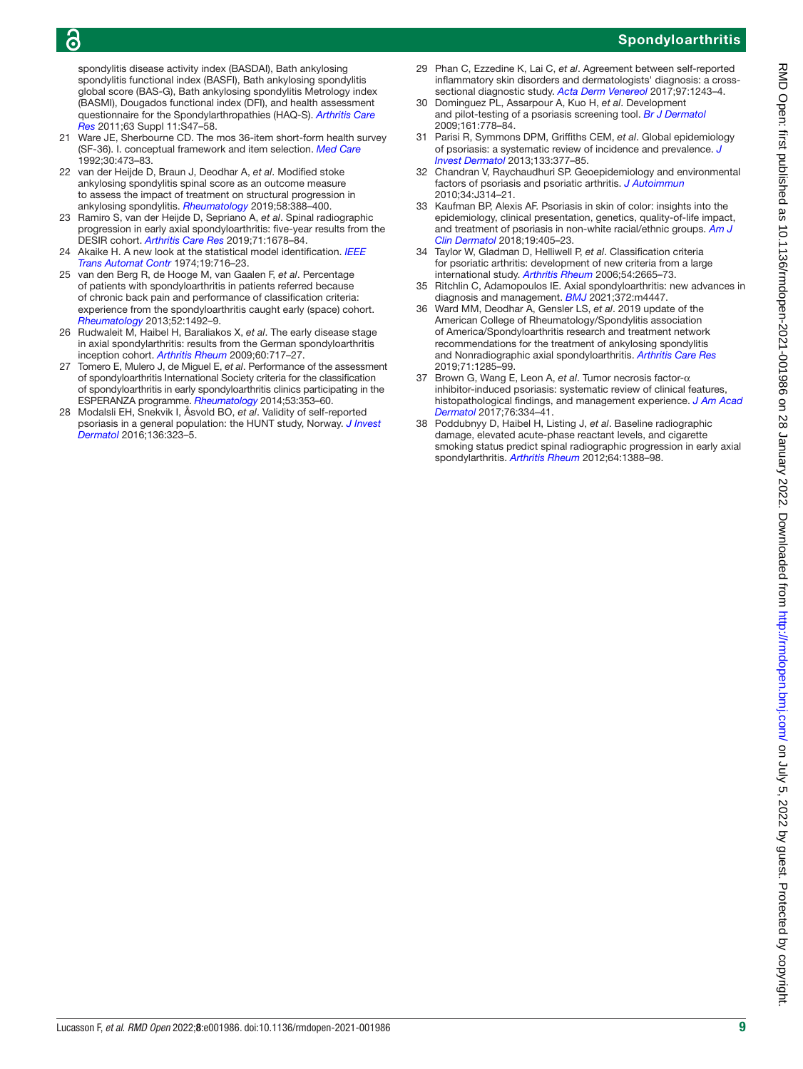spondylitis disease activity index (BASDAI), Bath ankylosing spondylitis functional index (BASFI), Bath ankylosing spondylitis global score (BAS-G), Bath ankylosing spondylitis Metrology index (BASMI), Dougados functional index (DFI), and health assessment questionnaire for the Spondylarthropathies (HAQ-S). *Arthritis Care Res* 2011;63 Suppl 11:S47–58.

21 Ware JE, Sherbourne CD. The mos 36-item short-form health survey (SF-36). I. conceptual framework and item selection. *Med Care* 1992;30:473–83.
22 van der Heijde D, Braun J, Deodhar A, *et al*. Modified stoke ankylosing spondylitis spinal score as an outcome measure to assess the impact of treatment on structural progression in ankylosing spondylitis. *Rheumatology* 2019;58:388–400.
23 Ramiro S, van der Heijde D, Sepriano A, *et al*. Spinal radiographic progression in early axial spondyloarthritis: five-year results from the DESIR cohort. *Arthritis Care Res* 2019;71:1678–84.
24 Akaike H. A new look at the statistical model identification. *IEEE Trans Automat Contr* 1974;19:716–23.
25 van den Berg R, de Hooge M, van Gaalen F, *et al*. Percentage of patients with spondyloarthritis in patients referred because of chronic back pain and performance of classification criteria: experience from the spondyloarthritis caught early (space) cohort. *Rheumatology* 2013;52:1492–9.
26 Rudwaleit M, Haibel H, Baraliakos X, *et al*. The early disease stage in axial spondylarthritis: results from the German spondyloarthritis inception cohort. *Arthritis Rheum* 2009;60:717–27.
27 Tomero E, Mulero J, de Miguel E, *et al*. Performance of the assessment of spondyloarthritis International Society criteria for the classification of spondyloarthritis in early spondyloarthritis clinics participating in the ESPERANZA programme. *Rheumatology* 2014;53:353–60.
28 Modalsli EH, Snekvik I, Åsvold BO, *et al*. Validity of self-reported psoriasis in a general population: the HUNT study, Norway. *J Invest Dermatol* 2016;136:323–5.
29 Phan C, Ezzedine K, Lai C, *et al*. Agreement between self-reported inflammatory skin disorders and dermatologists' diagnosis: a cross-sectional diagnostic study. *Acta Derm Venereol* 2017;97:1243–4.
30 Dominguez PL, Assarpour A, Kuo H, *et al*. Development and pilot-testing of a psoriasis screening tool. *Br J Dermatol* 2009;161:778–84.
31 Parisi R, Symmons DPM, Griffiths CEM, *et al*. Global epidemiology of psoriasis: a systematic review of incidence and prevalence. *J Invest Dermatol* 2013;133:377–85.
32 Chandran V, Raychaudhuri SP. Geoepidemiology and environmental factors of psoriasis and psoriatic arthritis. *J Autoimmun* 2010;34:J314–21.
33 Kaufman BP, Alexis AF. Psoriasis in skin of color: insights into the epidemiology, clinical presentation, genetics, quality-of-life impact, and treatment of psoriasis in non-white racial/ethnic groups. *Am J Clin Dermatol* 2018;19:405–23.
34 Taylor W, Gladman D, Helliwell P, *et al*. Classification criteria for psoriatic arthritis: development of new criteria from a large international study. *Arthritis Rheum* 2006;54:2665–73.
35 Ritchlin C, Adamopoulos IE. Axial spondyloarthritis: new advances in diagnosis and management. *BMJ* 2021;372:m4447.
36 Ward MM, Deodhar A, Gensler LS, *et al*. 2019 update of the American College of Rheumatology/Spondylitis association of America/Spondyloarthritis research and treatment network recommendations for the treatment of ankylosing spondylitis and Nonradiographic axial spondyloarthritis. *Arthritis Care Res* 2019;71:1285–99.
37 Brown G, Wang E, Leon A, *et al*. Tumor necrosis factor-α inhibitor-induced psoriasis: systematic review of clinical features, histopathological findings, and management experience. *J Am Acad Dermatol* 2017;76:334–41.
38 Poddubnyy D, Haibel H, Listing J, *et al*. Baseline radiographic damage, elevated acute-phase reactant levels, and cigarette smoking status predict spinal radiographic progression in early axial spondylarthritis. *Arthritis Rheum* 2012;64:1388–98.